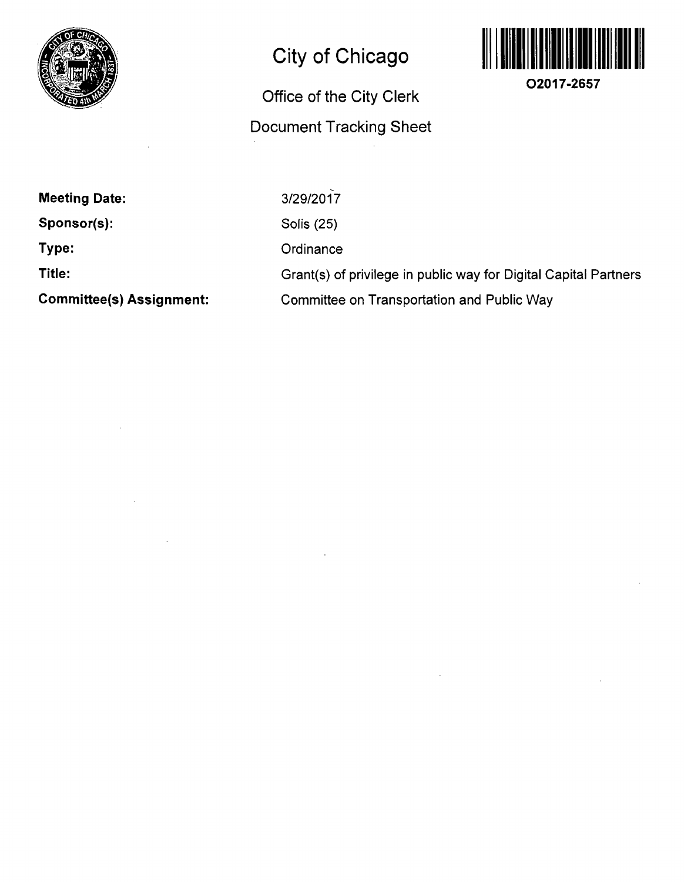# City of Chicago

## Office of the City Clerk

## Document Tracking Sheet

O2017-2657

**Meeting Date:** 3/29/2017

**Sponsor(s):** Solis (25)

**Type:** Ordinance

**Title:** Grant(s) of privilege in public way for Digital Capital Partners

**Committee(s) Assignment:** Committee on Transportation and Public Way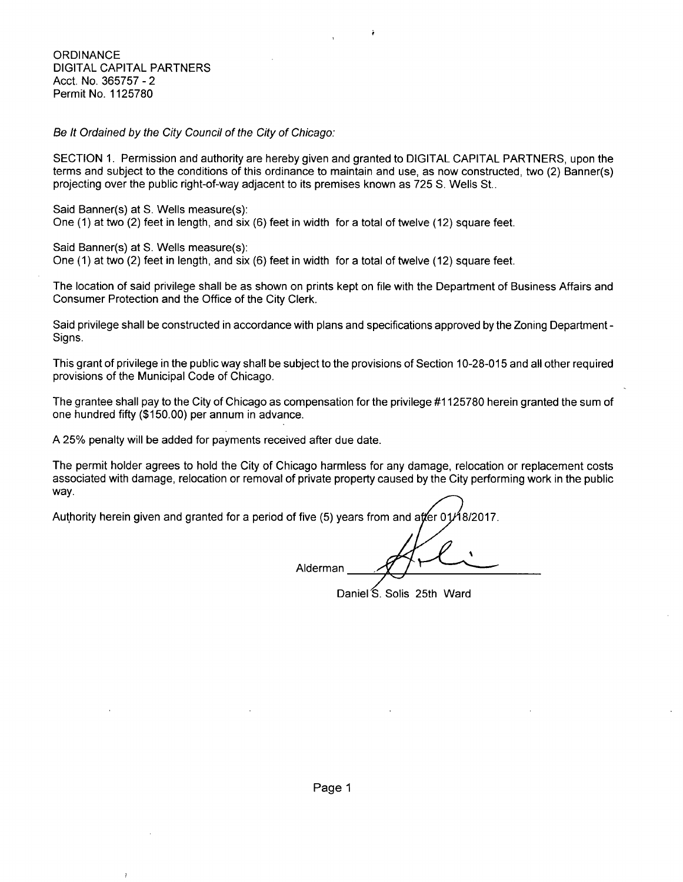ORDINANCE
DIGITAL CAPITAL PARTNERS
Acct. No. 365757 - 2
Permit No. 1125780

*Be It Ordained by the City Council of the City of Chicago:*

SECTION 1. Permission and authority are hereby given and granted to DIGITAL CAPITAL PARTNERS, upon the terms and subject to the conditions of this ordinance to maintain and use, as now constructed, two (2) Banner(s) projecting over the public right-of-way adjacent to its premises known as 725 S. Wells St..

Said Banner(s) at S. Wells measure(s):
One (1) at two (2) feet in length, and six (6) feet in width for a total of twelve (12) square feet.

Said Banner(s) at S. Wells measure(s):
One (1) at two (2) feet in length, and six (6) feet in width for a total of twelve (12) square feet.

The location of said privilege shall be as shown on prints kept on file with the Department of Business Affairs and Consumer Protection and the Office of the City Clerk.

Said privilege shall be constructed in accordance with plans and specifications approved by the Zoning Department - Signs.

This grant of privilege in the public way shall be subject to the provisions of Section 10-28-015 and all other required provisions of the Municipal Code of Chicago.

The grantee shall pay to the City of Chicago as compensation for the privilege #1125780 herein granted the sum of one hundred fifty ($150.00) per annum in advance.

A 25% penalty will be added for payments received after due date.

The permit holder agrees to hold the City of Chicago harmless for any damage, relocation or replacement costs associated with damage, relocation or removal of private property caused by the City performing work in the public way.

Authority herein given and granted for a period of five (5) years from and after 01/18/2017.

Alderman ______________________

Daniel S. Solis 25th Ward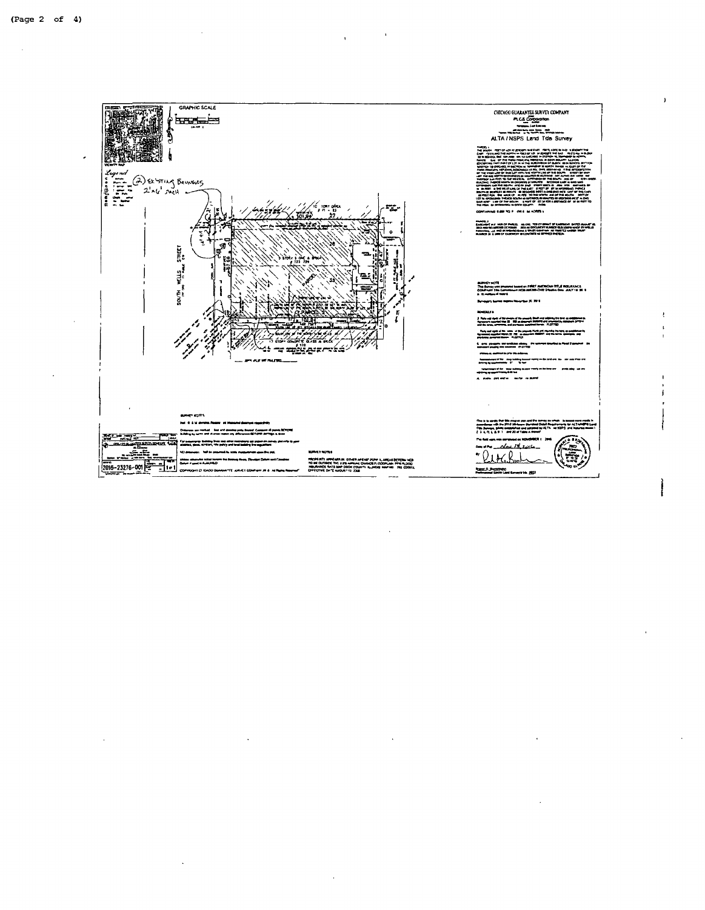GRAPHIC SCALE

VICINITY MAP

Legend

(2) EXISTING BOLLARDS 2'x6' AREA

SOUTH WELLS STREET

PARCEL 1

PARCEL 2

SURVEY NOTES

2016-23276-001

CHICAGO GUARANTEE SURVEY COMPANY

PLCS Corporation

ALTA / NSPS Land Title Survey

SURVEY NOTE

SCHEDULE B

SURVEY NOTES

Date of Plat: Nov 18, 2016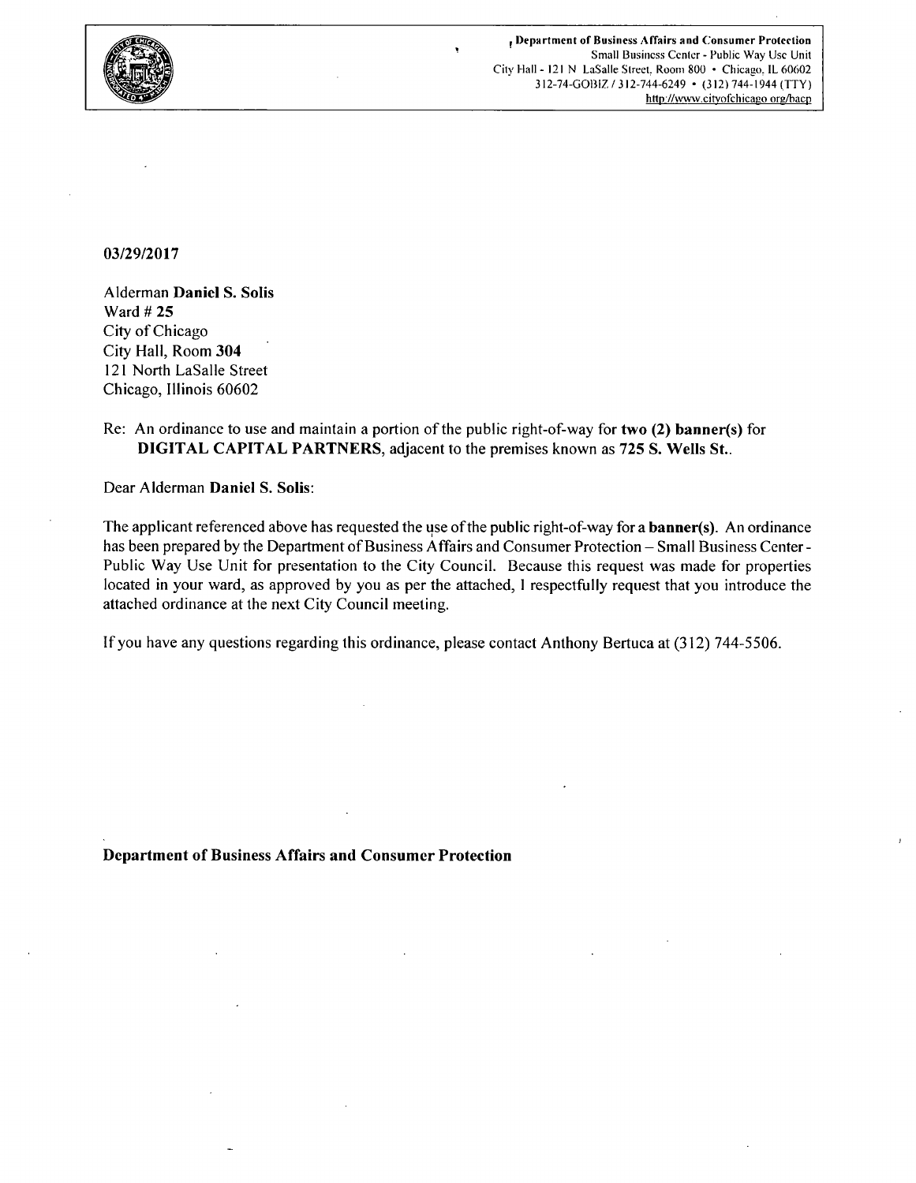**Department of Business Affairs and Consumer Protection**
Small Business Center - Public Way Use Unit
City Hall - 121 N LaSalle Street, Room 800 • Chicago, IL 60602
312-74-GOBIZ / 312-744-6249 • (312) 744-1944 (TTY)
http://www.cityofchicago.org/bacp

**03/29/2017**

Alderman **Daniel S. Solis**
Ward # **25**
City of Chicago
City Hall, Room **304**
121 North LaSalle Street
Chicago, Illinois 60602

Re: An ordinance to use and maintain a portion of the public right-of-way for **two (2) banner(s)** for **DIGITAL CAPITAL PARTNERS**, adjacent to the premises known as **725 S. Wells St.**.

Dear Alderman **Daniel S. Solis**:

The applicant referenced above has requested the use of the public right-of-way for **a banner(s)**. An ordinance has been prepared by the Department of Business Affairs and Consumer Protection – Small Business Center - Public Way Use Unit for presentation to the City Council. Because this request was made for properties located in your ward, as approved by you as per the attached, I respectfully request that you introduce the attached ordinance at the next City Council meeting.

If you have any questions regarding this ordinance, please contact Anthony Bertuca at (312) 744-5506.

**Department of Business Affairs and Consumer Protection**